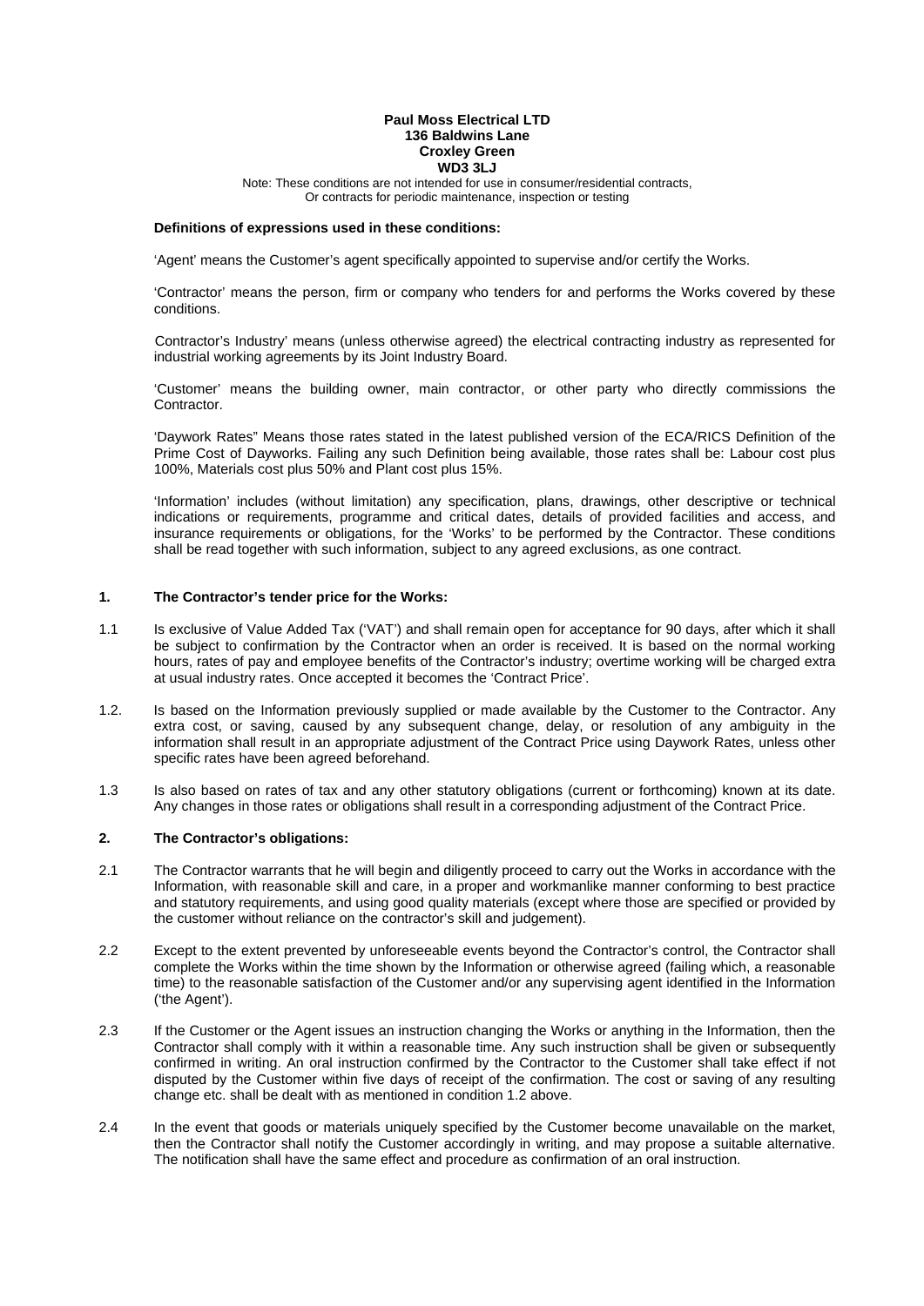**Paul Moss Electrical LTD**
**136 Baldwins Lane**
**Croxley Green**
**WD3 3LJ**

Note: These conditions are not intended for use in consumer/residential contracts,
Or contracts for periodic maintenance, inspection or testing

**Definitions of expressions used in these conditions:**

'Agent' means the Customer's agent specifically appointed to supervise and/or certify the Works.

'Contractor' means the person, firm or company who tenders for and performs the Works covered by these conditions.

Contractor's Industry' means (unless otherwise agreed) the electrical contracting industry as represented for industrial working agreements by its Joint Industry Board.

'Customer' means the building owner, main contractor, or other party who directly commissions the Contractor.

'Daywork Rates" Means those rates stated in the latest published version of the ECA/RICS Definition of the Prime Cost of Dayworks. Failing any such Definition being available, those rates shall be: Labour cost plus 100%, Materials cost plus 50% and Plant cost plus 15%.

'Information' includes (without limitation) any specification, plans, drawings, other descriptive or technical indications or requirements, programme and critical dates, details of provided facilities and access, and insurance requirements or obligations, for the 'Works' to be performed by the Contractor. These conditions shall be read together with such information, subject to any agreed exclusions, as one contract.

**1. The Contractor's tender price for the Works:**

1.1 Is exclusive of Value Added Tax ('VAT') and shall remain open for acceptance for 90 days, after which it shall be subject to confirmation by the Contractor when an order is received. It is based on the normal working hours, rates of pay and employee benefits of the Contractor's industry; overtime working will be charged extra at usual industry rates. Once accepted it becomes the 'Contract Price'.

1.2. Is based on the Information previously supplied or made available by the Customer to the Contractor. Any extra cost, or saving, caused by any subsequent change, delay, or resolution of any ambiguity in the information shall result in an appropriate adjustment of the Contract Price using Daywork Rates, unless other specific rates have been agreed beforehand.

1.3 Is also based on rates of tax and any other statutory obligations (current or forthcoming) known at its date. Any changes in those rates or obligations shall result in a corresponding adjustment of the Contract Price.

**2. The Contractor's obligations:**

2.1 The Contractor warrants that he will begin and diligently proceed to carry out the Works in accordance with the Information, with reasonable skill and care, in a proper and workmanlike manner conforming to best practice and statutory requirements, and using good quality materials (except where those are specified or provided by the customer without reliance on the contractor's skill and judgement).

2.2 Except to the extent prevented by unforeseeable events beyond the Contractor's control, the Contractor shall complete the Works within the time shown by the Information or otherwise agreed (failing which, a reasonable time) to the reasonable satisfaction of the Customer and/or any supervising agent identified in the Information ('the Agent').

2.3 If the Customer or the Agent issues an instruction changing the Works or anything in the Information, then the Contractor shall comply with it within a reasonable time. Any such instruction shall be given or subsequently confirmed in writing. An oral instruction confirmed by the Contractor to the Customer shall take effect if not disputed by the Customer within five days of receipt of the confirmation. The cost or saving of any resulting change etc. shall be dealt with as mentioned in condition 1.2 above.

2.4 In the event that goods or materials uniquely specified by the Customer become unavailable on the market, then the Contractor shall notify the Customer accordingly in writing, and may propose a suitable alternative. The notification shall have the same effect and procedure as confirmation of an oral instruction.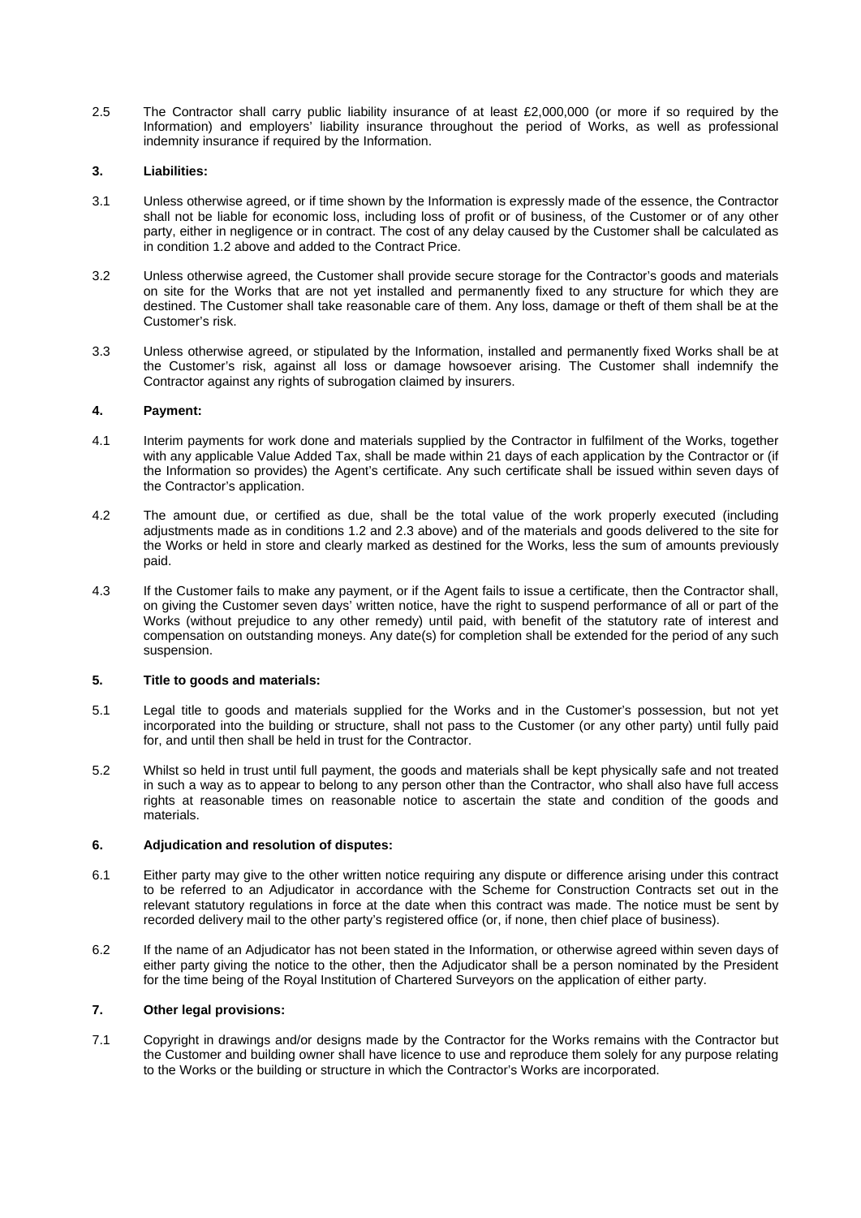2.5 The Contractor shall carry public liability insurance of at least £2,000,000 (or more if so required by the Information) and employers' liability insurance throughout the period of Works, as well as professional indemnity insurance if required by the Information.

**3. Liabilities:**

3.1 Unless otherwise agreed, or if time shown by the Information is expressly made of the essence, the Contractor shall not be liable for economic loss, including loss of profit or of business, of the Customer or of any other party, either in negligence or in contract. The cost of any delay caused by the Customer shall be calculated as in condition 1.2 above and added to the Contract Price.

3.2 Unless otherwise agreed, the Customer shall provide secure storage for the Contractor's goods and materials on site for the Works that are not yet installed and permanently fixed to any structure for which they are destined. The Customer shall take reasonable care of them. Any loss, damage or theft of them shall be at the Customer's risk.

3.3 Unless otherwise agreed, or stipulated by the Information, installed and permanently fixed Works shall be at the Customer's risk, against all loss or damage howsoever arising. The Customer shall indemnify the Contractor against any rights of subrogation claimed by insurers.

**4. Payment:**

4.1 Interim payments for work done and materials supplied by the Contractor in fulfilment of the Works, together with any applicable Value Added Tax, shall be made within 21 days of each application by the Contractor or (if the Information so provides) the Agent's certificate. Any such certificate shall be issued within seven days of the Contractor's application.

4.2 The amount due, or certified as due, shall be the total value of the work properly executed (including adjustments made as in conditions 1.2 and 2.3 above) and of the materials and goods delivered to the site for the Works or held in store and clearly marked as destined for the Works, less the sum of amounts previously paid.

4.3 If the Customer fails to make any payment, or if the Agent fails to issue a certificate, then the Contractor shall, on giving the Customer seven days' written notice, have the right to suspend performance of all or part of the Works (without prejudice to any other remedy) until paid, with benefit of the statutory rate of interest and compensation on outstanding moneys. Any date(s) for completion shall be extended for the period of any such suspension.

**5. Title to goods and materials:**

5.1 Legal title to goods and materials supplied for the Works and in the Customer's possession, but not yet incorporated into the building or structure, shall not pass to the Customer (or any other party) until fully paid for, and until then shall be held in trust for the Contractor.

5.2 Whilst so held in trust until full payment, the goods and materials shall be kept physically safe and not treated in such a way as to appear to belong to any person other than the Contractor, who shall also have full access rights at reasonable times on reasonable notice to ascertain the state and condition of the goods and materials.

**6. Adjudication and resolution of disputes:**

6.1 Either party may give to the other written notice requiring any dispute or difference arising under this contract to be referred to an Adjudicator in accordance with the Scheme for Construction Contracts set out in the relevant statutory regulations in force at the date when this contract was made. The notice must be sent by recorded delivery mail to the other party's registered office (or, if none, then chief place of business).

6.2 If the name of an Adjudicator has not been stated in the Information, or otherwise agreed within seven days of either party giving the notice to the other, then the Adjudicator shall be a person nominated by the President for the time being of the Royal Institution of Chartered Surveyors on the application of either party.

**7. Other legal provisions:**

7.1 Copyright in drawings and/or designs made by the Contractor for the Works remains with the Contractor but the Customer and building owner shall have licence to use and reproduce them solely for any purpose relating to the Works or the building or structure in which the Contractor's Works are incorporated.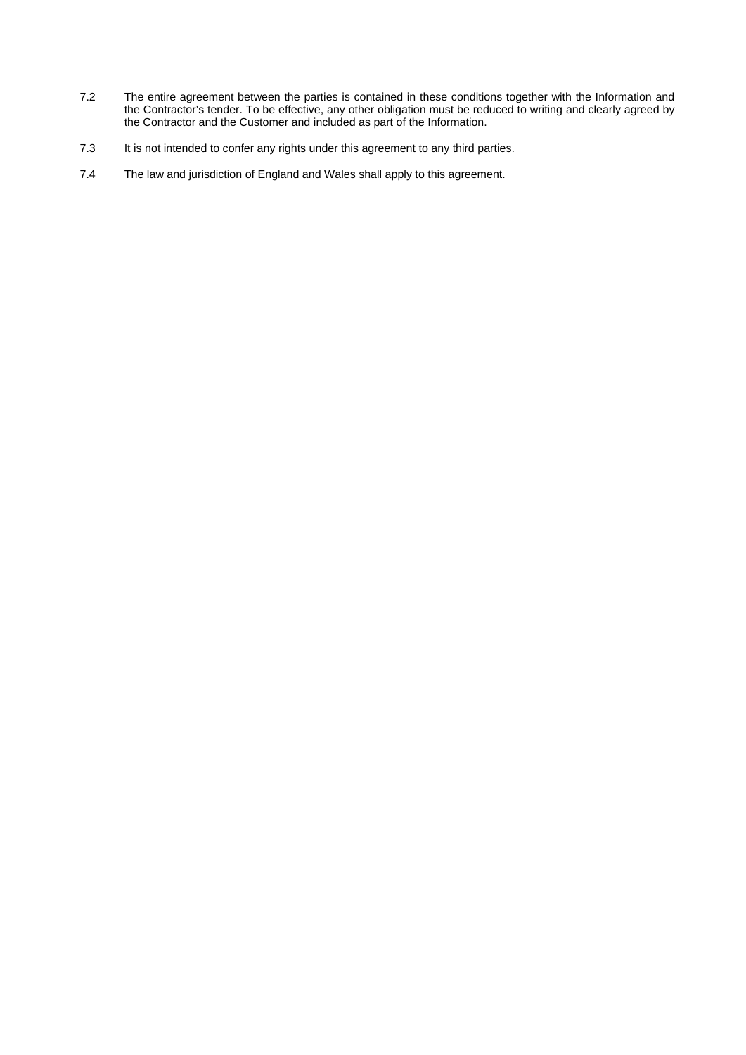7.2 The entire agreement between the parties is contained in these conditions together with the Information and the Contractor's tender. To be effective, any other obligation must be reduced to writing and clearly agreed by the Contractor and the Customer and included as part of the Information.

7.3 It is not intended to confer any rights under this agreement to any third parties.

7.4 The law and jurisdiction of England and Wales shall apply to this agreement.